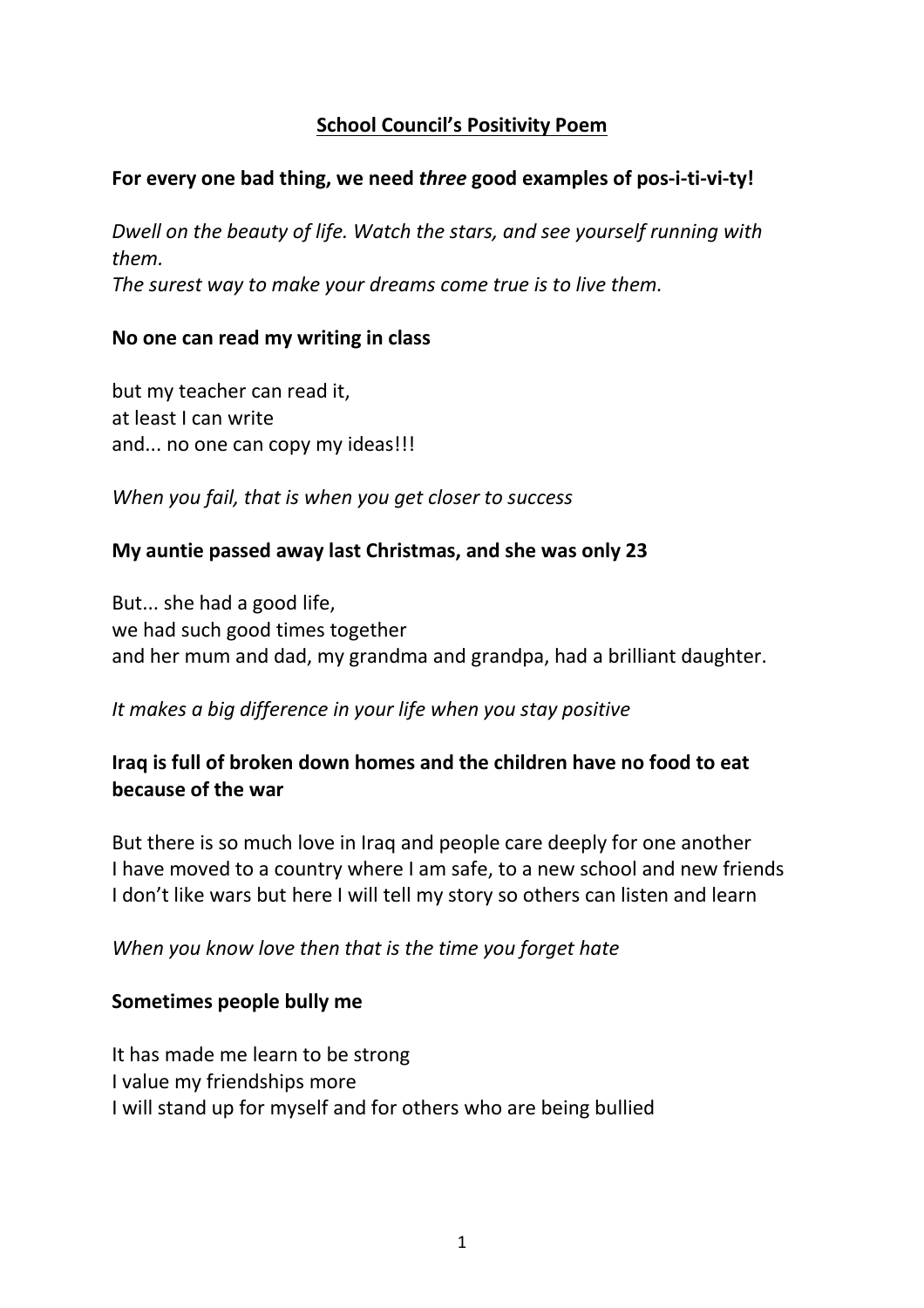# School Council's Positivity Poem

**For every one bad thing, we need *three* good examples of pos-i-ti-vi-ty!**

*Dwell on the beauty of life. Watch the stars, and see yourself running with them.*
*The surest way to make your dreams come true is to live them.*

**No one can read my writing in class**

but my teacher can read it,
at least I can write
and... no one can copy my ideas!!!

*When you fail, that is when you get closer to success*

**My auntie passed away last Christmas, and she was only 23**

But... she had a good life,
we had such good times together
and her mum and dad, my grandma and grandpa, had a brilliant daughter.

*It makes a big difference in your life when you stay positive*

**Iraq is full of broken down homes and the children have no food to eat because of the war**

But there is so much love in Iraq and people care deeply for one another
I have moved to a country where I am safe, to a new school and new friends
I don't like wars but here I will tell my story so others can listen and learn

*When you know love then that is the time you forget hate*

**Sometimes people bully me**

It has made me learn to be strong
I value my friendships more
I will stand up for myself and for others who are being bullied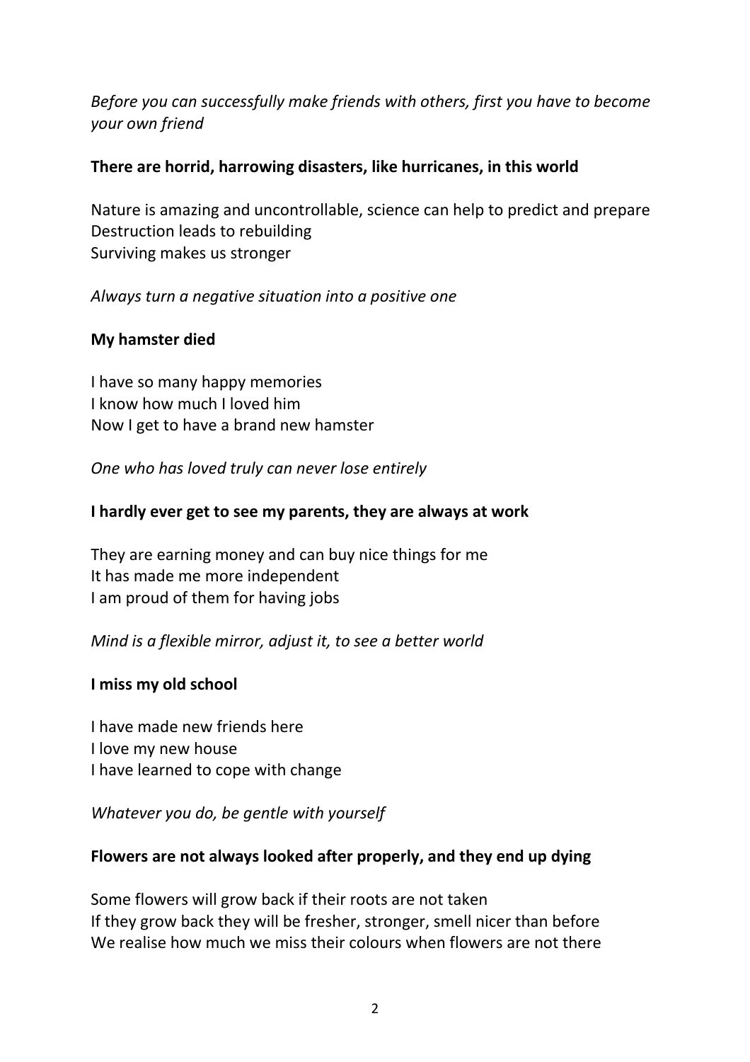*Before you can successfully make friends with others, first you have to become your own friend*

**There are horrid, harrowing disasters, like hurricanes, in this world**

Nature is amazing and uncontrollable, science can help to predict and prepare
Destruction leads to rebuilding
Surviving makes us stronger

*Always turn a negative situation into a positive one*

**My hamster died**

I have so many happy memories
I know how much I loved him
Now I get to have a brand new hamster

*One who has loved truly can never lose entirely*

**I hardly ever get to see my parents, they are always at work**

They are earning money and can buy nice things for me
It has made me more independent
I am proud of them for having jobs

*Mind is a flexible mirror, adjust it, to see a better world*

**I miss my old school**

I have made new friends here
I love my new house
I have learned to cope with change

*Whatever you do, be gentle with yourself*

**Flowers are not always looked after properly, and they end up dying**

Some flowers will grow back if their roots are not taken
If they grow back they will be fresher, stronger, smell nicer than before
We realise how much we miss their colours when flowers are not there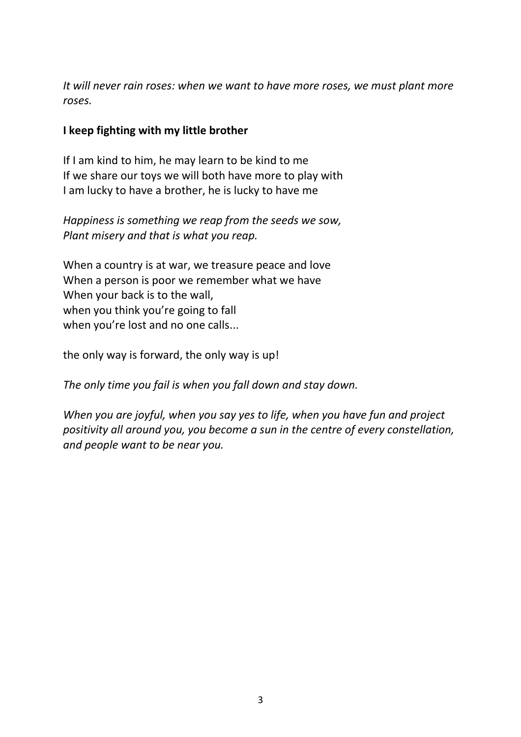*It will never rain roses: when we want to have more roses, we must plant more roses.*

**I keep fighting with my little brother**

If I am kind to him, he may learn to be kind to me
If we share our toys we will both have more to play with
I am lucky to have a brother, he is lucky to have me

*Happiness is something we reap from the seeds we sow,*
*Plant misery and that is what you reap.*

When a country is at war, we treasure peace and love
When a person is poor we remember what we have
When your back is to the wall,
when you think you're going to fall
when you're lost and no one calls...

the only way is forward, the only way is up!

*The only time you fail is when you fall down and stay down.*

*When you are joyful, when you say yes to life, when you have fun and project positivity all around you, you become a sun in the centre of every constellation, and people want to be near you.*